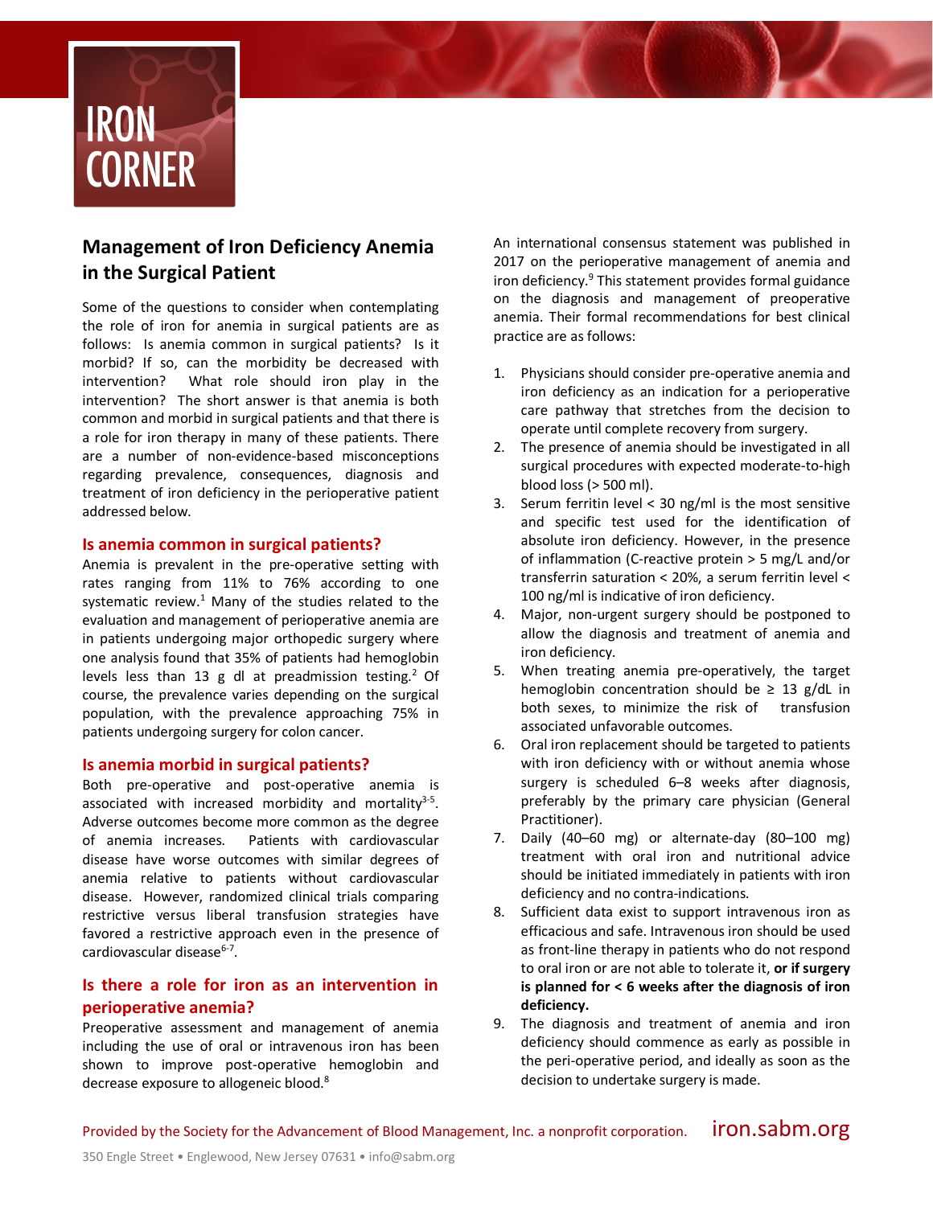# IRON CORNER

## Management of Iron Deficiency Anemia in the Surgical Patient

Some of the questions to consider when contemplating the role of iron for anemia in surgical patients are as follows: Is anemia common in surgical patients? Is it morbid? If so, can the morbidity be decreased with intervention? What role should iron play in the intervention? The short answer is that anemia is both common and morbid in surgical patients and that there is a role for iron therapy in many of these patients. There are a number of non-evidence-based misconceptions regarding prevalence, consequences, diagnosis and treatment of iron deficiency in the perioperative patient addressed below.

### Is anemia common in surgical patients?

Anemia is prevalent in the pre-operative setting with rates ranging from 11% to 76% according to one systematic review.[1] Many of the studies related to the evaluation and management of perioperative anemia are in patients undergoing major orthopedic surgery where one analysis found that 35% of patients had hemoglobin levels less than 13 g dl at preadmission testing.[2] Of course, the prevalence varies depending on the surgical population, with the prevalence approaching 75% in patients undergoing surgery for colon cancer.

### Is anemia morbid in surgical patients?

Both pre-operative and post-operative anemia is associated with increased morbidity and mortality[3-5]. Adverse outcomes become more common as the degree of anemia increases. Patients with cardiovascular disease have worse outcomes with similar degrees of anemia relative to patients without cardiovascular disease. However, randomized clinical trials comparing restrictive versus liberal transfusion strategies have favored a restrictive approach even in the presence of cardiovascular disease[6-7].

### Is there a role for iron as an intervention in perioperative anemia?

Preoperative assessment and management of anemia including the use of oral or intravenous iron has been shown to improve post-operative hemoglobin and decrease exposure to allogeneic blood.[8]

An international consensus statement was published in 2017 on the perioperative management of anemia and iron deficiency.[9] This statement provides formal guidance on the diagnosis and management of preoperative anemia. Their formal recommendations for best clinical practice are as follows:

1. Physicians should consider pre-operative anemia and iron deficiency as an indication for a perioperative care pathway that stretches from the decision to operate until complete recovery from surgery.
2. The presence of anemia should be investigated in all surgical procedures with expected moderate-to-high blood loss (> 500 ml).
3. Serum ferritin level < 30 ng/ml is the most sensitive and specific test used for the identification of absolute iron deficiency. However, in the presence of inflammation (C-reactive protein > 5 mg/L and/or transferrin saturation < 20%, a serum ferritin level < 100 ng/ml is indicative of iron deficiency.
4. Major, non-urgent surgery should be postponed to allow the diagnosis and treatment of anemia and iron deficiency.
5. When treating anemia pre-operatively, the target hemoglobin concentration should be ≥ 13 g/dL in both sexes, to minimize the risk of transfusion associated unfavorable outcomes.
6. Oral iron replacement should be targeted to patients with iron deficiency with or without anemia whose surgery is scheduled 6–8 weeks after diagnosis, preferably by the primary care physician (General Practitioner).
7. Daily (40–60 mg) or alternate-day (80–100 mg) treatment with oral iron and nutritional advice should be initiated immediately in patients with iron deficiency and no contra-indications.
8. Sufficient data exist to support intravenous iron as efficacious and safe. Intravenous iron should be used as front-line therapy in patients who do not respond to oral iron or are not able to tolerate it, **or if surgery is planned for < 6 weeks after the diagnosis of iron deficiency.**
9. The diagnosis and treatment of anemia and iron deficiency should commence as early as possible in the peri-operative period, and ideally as soon as the decision to undertake surgery is made.

Provided by the Society for the Advancement of Blood Management, Inc. a nonprofit corporation. iron.sabm.org

350 Engle Street • Englewood, New Jersey 07631 • info@sabm.org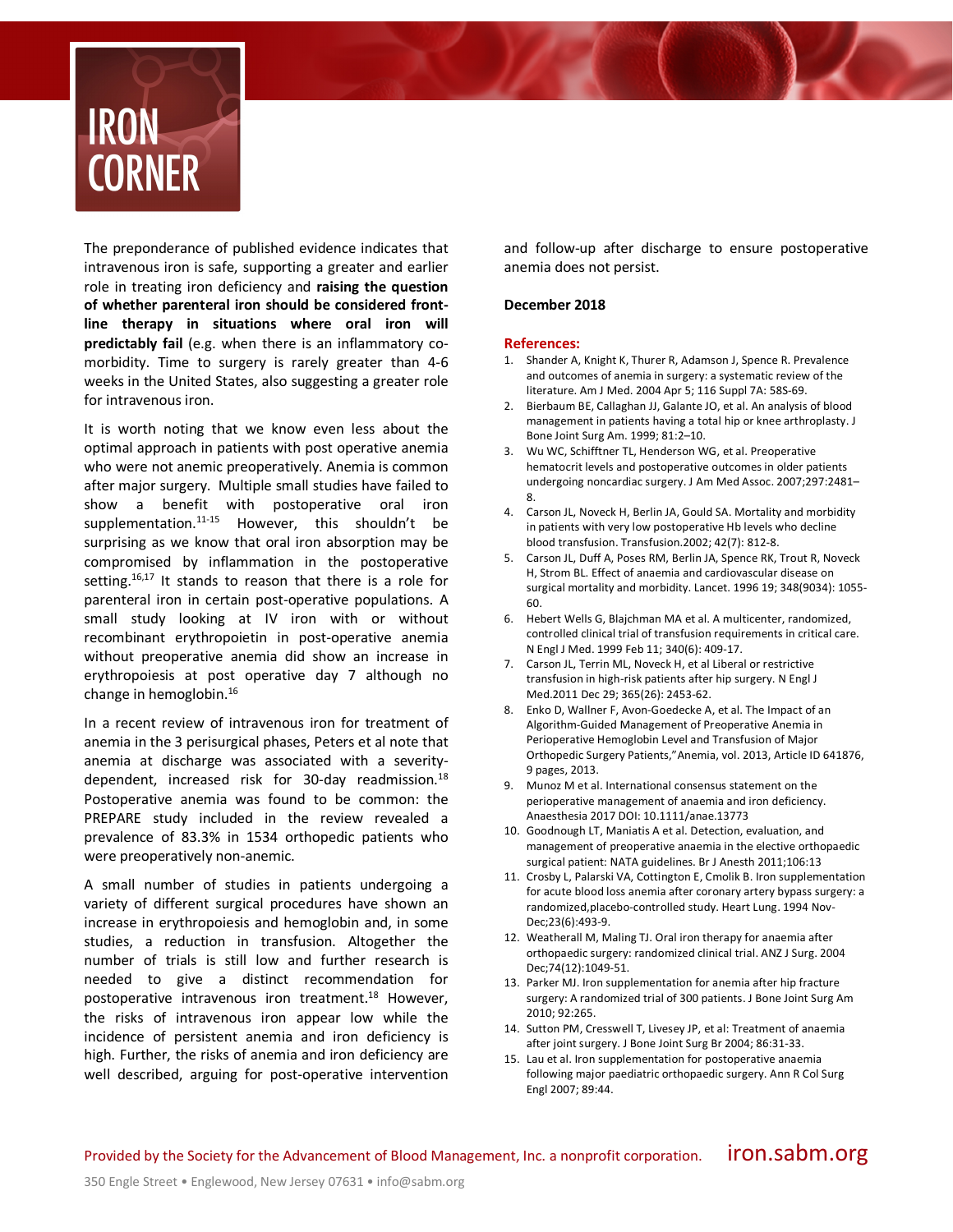# IRON CORNER

The preponderance of published evidence indicates that intravenous iron is safe, supporting a greater and earlier role in treating iron deficiency and **raising the question of whether parenteral iron should be considered front-line therapy in situations where oral iron will predictably fail** (e.g. when there is an inflammatory co-morbidity. Time to surgery is rarely greater than 4-6 weeks in the United States, also suggesting a greater role for intravenous iron.

It is worth noting that we know even less about the optimal approach in patients with post operative anemia who were not anemic preoperatively. Anemia is common after major surgery. Multiple small studies have failed to show a benefit with postoperative oral iron supplementation.[11-15] However, this shouldn't be surprising as we know that oral iron absorption may be compromised by inflammation in the postoperative setting.[16,17] It stands to reason that there is a role for parenteral iron in certain post-operative populations. A small study looking at IV iron with or without recombinant erythropoietin in post-operative anemia without preoperative anemia did show an increase in erythropoiesis at post operative day 7 although no change in hemoglobin.[16]

In a recent review of intravenous iron for treatment of anemia in the 3 perisurgical phases, Peters et al note that anemia at discharge was associated with a severity-dependent, increased risk for 30-day readmission.[18] Postoperative anemia was found to be common: the PREPARE study included in the review revealed a prevalence of 83.3% in 1534 orthopedic patients who were preoperatively non-anemic.

A small number of studies in patients undergoing a variety of different surgical procedures have shown an increase in erythropoiesis and hemoglobin and, in some studies, a reduction in transfusion. Altogether the number of trials is still low and further research is needed to give a distinct recommendation for postoperative intravenous iron treatment.[18] However, the risks of intravenous iron appear low while the incidence of persistent anemia and iron deficiency is high. Further, the risks of anemia and iron deficiency are well described, arguing for post-operative intervention and follow-up after discharge to ensure postoperative anemia does not persist.

**December 2018**

**References:**

1. Shander A, Knight K, Thurer R, Adamson J, Spence R. Prevalence and outcomes of anemia in surgery: a systematic review of the literature. Am J Med. 2004 Apr 5; 116 Suppl 7A: 58S-69.
2. Bierbaum BE, Callaghan JJ, Galante JO, et al. An analysis of blood management in patients having a total hip or knee arthroplasty. J Bone Joint Surg Am. 1999; 81:2–10.
3. Wu WC, Schifftner TL, Henderson WG, et al. Preoperative hematocrit levels and postoperative outcomes in older patients undergoing noncardiac surgery. J Am Med Assoc. 2007;297:2481–8.
4. Carson JL, Noveck H, Berlin JA, Gould SA. Mortality and morbidity in patients with very low postoperative Hb levels who decline blood transfusion. Transfusion.2002; 42(7): 812-8.
5. Carson JL, Duff A, Poses RM, Berlin JA, Spence RK, Trout R, Noveck H, Strom BL. Effect of anaemia and cardiovascular disease on surgical mortality and morbidity. Lancet. 1996 19; 348(9034): 1055-60.
6. Hebert Wells G, Blajchman MA et al. A multicenter, randomized, controlled clinical trial of transfusion requirements in critical care. N Engl J Med. 1999 Feb 11; 340(6): 409-17.
7. Carson JL, Terrin ML, Noveck H, et al Liberal or restrictive transfusion in high-risk patients after hip surgery. N Engl J Med.2011 Dec 29; 365(26): 2453-62.
8. Enko D, Wallner F, Avon-Goedecke A, et al. The Impact of an Algorithm-Guided Management of Preoperative Anemia in Perioperative Hemoglobin Level and Transfusion of Major Orthopedic Surgery Patients,"Anemia, vol. 2013, Article ID 641876, 9 pages, 2013.
9. Munoz M et al. International consensus statement on the perioperative management of anaemia and iron deficiency. Anaesthesia 2017 DOI: 10.1111/anae.13773
10. Goodnough LT, Maniatis A et al. Detection, evaluation, and management of preoperative anaemia in the elective orthopaedic surgical patient: NATA guidelines. Br J Anesth 2011;106:13
11. Crosby L, Palarski VA, Cottington E, Cmolik B. Iron supplementation for acute blood loss anemia after coronary artery bypass surgery: a randomized,placebo-controlled study. Heart Lung. 1994 Nov-Dec;23(6):493-9.
12. Weatherall M, Maling TJ. Oral iron therapy for anaemia after orthopaedic surgery: randomized clinical trial. ANZ J Surg. 2004 Dec;74(12):1049-51.
13. Parker MJ. Iron supplementation for anemia after hip fracture surgery: A randomized trial of 300 patients. J Bone Joint Surg Am 2010; 92:265.
14. Sutton PM, Cresswell T, Livesey JP, et al: Treatment of anaemia after joint surgery. J Bone Joint Surg Br 2004; 86:31-33.
15. Lau et al. Iron supplementation for postoperative anaemia following major paediatric orthopaedic surgery. Ann R Col Surg Engl 2007; 89:44.

Provided by the Society for the Advancement of Blood Management, Inc. a nonprofit corporation. iron.sabm.org

350 Engle Street • Englewood, New Jersey 07631 • info@sabm.org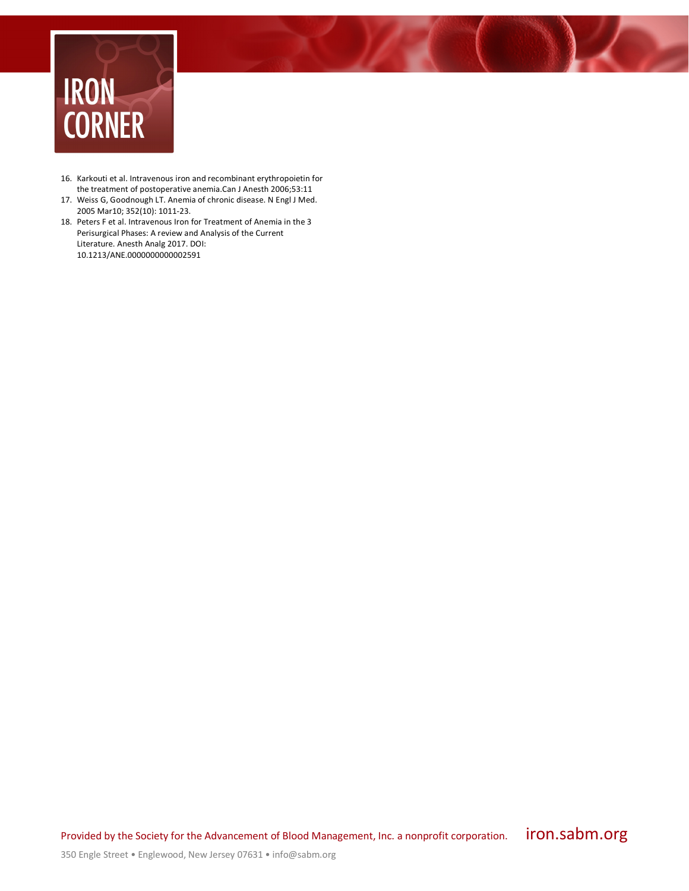16. Karkouti et al. Intravenous iron and recombinant erythropoietin for the treatment of postoperative anemia.Can J Anesth 2006;53:11
17. Weiss G, Goodnough LT. Anemia of chronic disease. N Engl J Med. 2005 Mar10; 352(10): 1011-23.
18. Peters F et al. Intravenous Iron for Treatment of Anemia in the 3 Perisurgical Phases: A review and Analysis of the Current Literature. Anesth Analg 2017. DOI: 10.1213/ANE.0000000000002591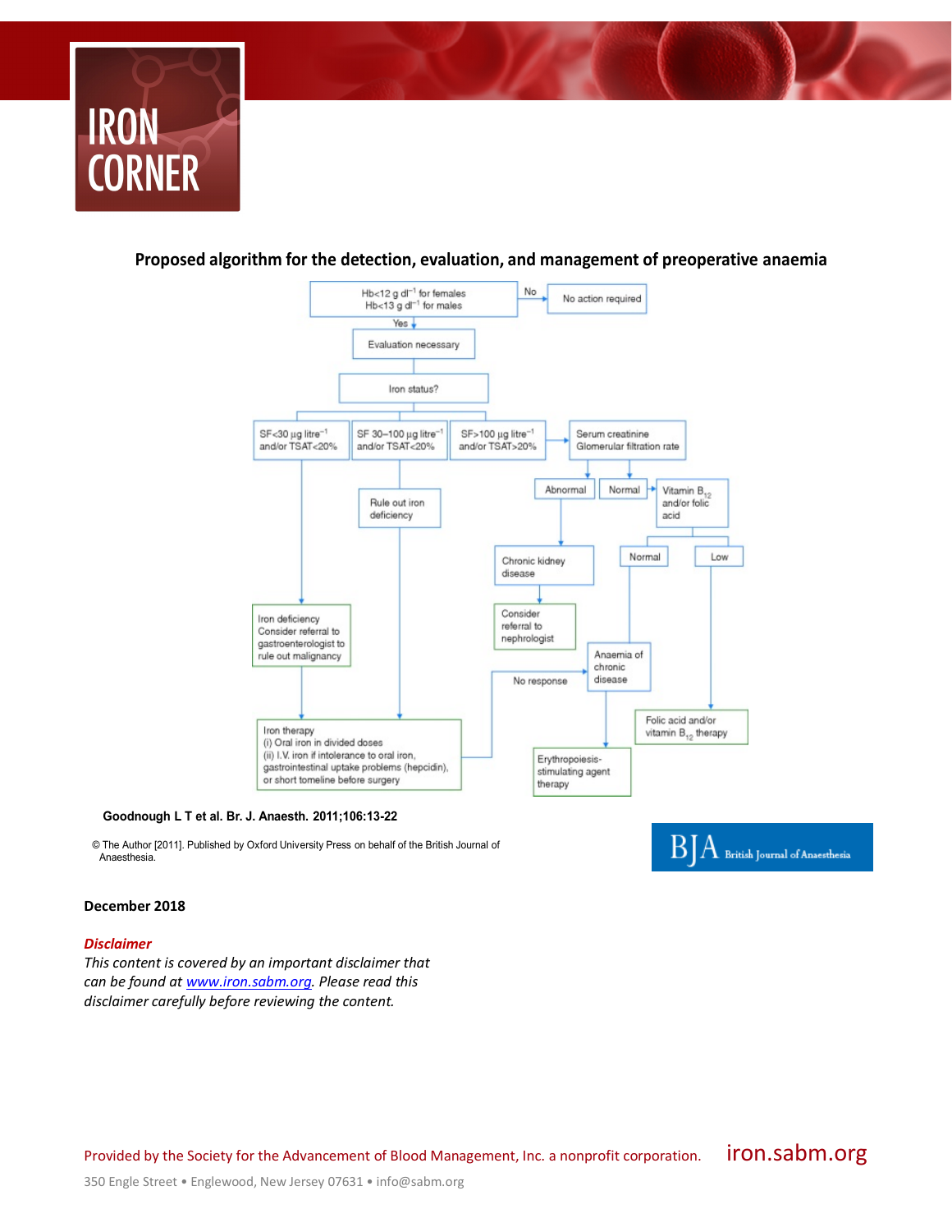# IRON CORNER

## Proposed algorithm for the detection, evaluation, and management of preoperative anaemia

Hb<12 g dl$^{-1}$ for females
Hb<13 g dl$^{-1}$ for males

No

No action required

Yes

Evaluation necessary

Iron status?

SF<30 μg litre$^{-1}$ and/or TSAT<20%

SF 30–100 μg litre$^{-1}$ and/or TSAT<20%

SF>100 μg litre$^{-1}$ and/or TSAT>20%

Serum creatinine
Glomerular filtration rate

Abnormal

Normal

Vitamin $B_{12}$ and/or folic acid

Rule out iron deficiency

Chronic kidney disease

Normal

Low

Iron deficiency
Consider referral to gastroenterologist to rule out malignancy

Consider referral to nephrologist

Anaemia of chronic disease

No response

Folic acid and/or vitamin $B_{12}$ therapy

Iron therapy
(i) Oral iron in divided doses
(ii) I.V. iron if intolerance to oral iron, gastrointestinal uptake problems (hepcidin), or short tomeline before surgery

Erythropoiesis-stimulating agent therapy

**Goodnough L T et al. Br. J. Anaesth. 2011;106:13-22**

© The Author [2011]. Published by Oxford University Press on behalf of the British Journal of Anaesthesia.

BJA British Journal of Anaesthesia

**December 2018**

***Disclaimer***

*This content is covered by an important disclaimer that can be found at www.iron.sabm.org. Please read this disclaimer carefully before reviewing the content.*

Provided by the Society for the Advancement of Blood Management, Inc. a nonprofit corporation. iron.sabm.org

350 Engle Street • Englewood, New Jersey 07631 • info@sabm.org